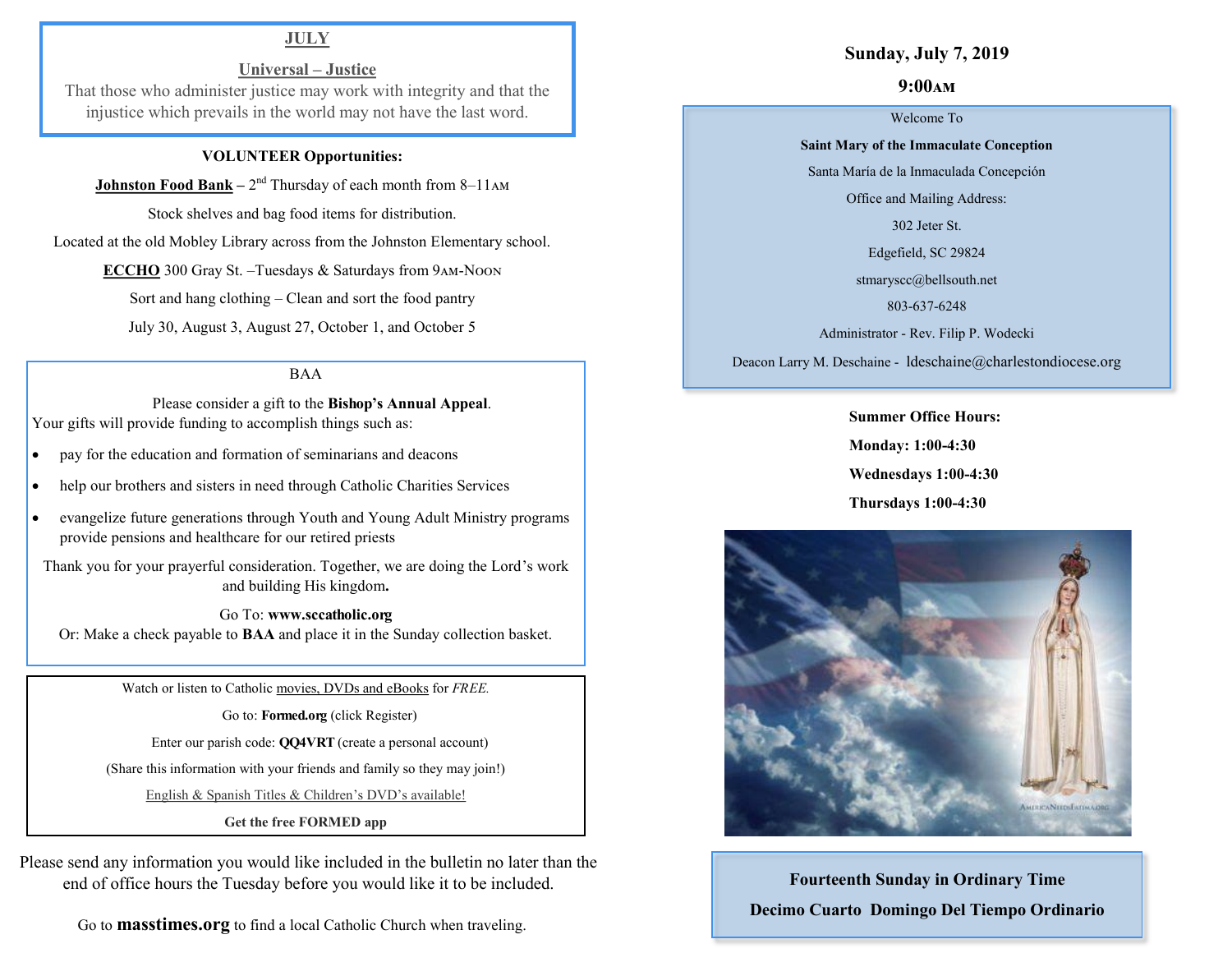## JULY

### Universal – Justice

That those who administer justice may work with integrity and that the injustice which prevails in the world may not have the last word.

**VOLUNTEER Opportunities:**

**Johnston Food Bank** – 2nd Thursday of each month from 8–11AM

Stock shelves and bag food items for distribution.

Located at the old Mobley Library across from the Johnston Elementary school.

**ECCHO** 300 Gray St. –Tuesdays & Saturdays from 9AM-NOON

Sort and hang clothing – Clean and sort the food pantry

July 30, August 3, August 27, October 1, and October 5

BAA

Please consider a gift to the **Bishop's Annual Appeal**.
Your gifts will provide funding to accomplish things such as:

- pay for the education and formation of seminarians and deacons
- help our brothers and sisters in need through Catholic Charities Services
- evangelize future generations through Youth and Young Adult Ministry programs provide pensions and healthcare for our retired priests

Thank you for your prayerful consideration. Together, we are doing the Lord's work and building His kingdom**.**

Go To: **www.sccatholic.org**
Or: Make a check payable to **BAA** and place it in the Sunday collection basket.

Watch or listen to Catholic movies, DVDs and eBooks for *FREE.*

Go to: **Formed.org** (click Register)

Enter our parish code: **QQ4VRT** (create a personal account)

(Share this information with your friends and family so they may join!)

English & Spanish Titles & Children's DVD's available!

**Get the free FORMED app**

Please send any information you would like included in the bulletin no later than the end of office hours the Tuesday before you would like it to be included.

Go to **masstimes.org** to find a local Catholic Church when traveling.

**Sunday, July 7, 2019**

**9:00AM**

Welcome To

**Saint Mary of the Immaculate Conception**

Santa María de la Inmaculada Concepción

Office and Mailing Address:

302 Jeter St.

Edgefield, SC 29824

stmaryscc@bellsouth.net

803-637-6248

Administrator - Rev. Filip P. Wodecki

Deacon Larry M. Deschaine - ldeschaine@charlestondiocese.org

**Summer Office Hours:**

**Monday: 1:00-4:30**

**Wednesdays 1:00-4:30**

**Thursdays 1:00-4:30**

**Fourteenth Sunday in Ordinary Time**

**Decimo Cuarto Domingo Del Tiempo Ordinario**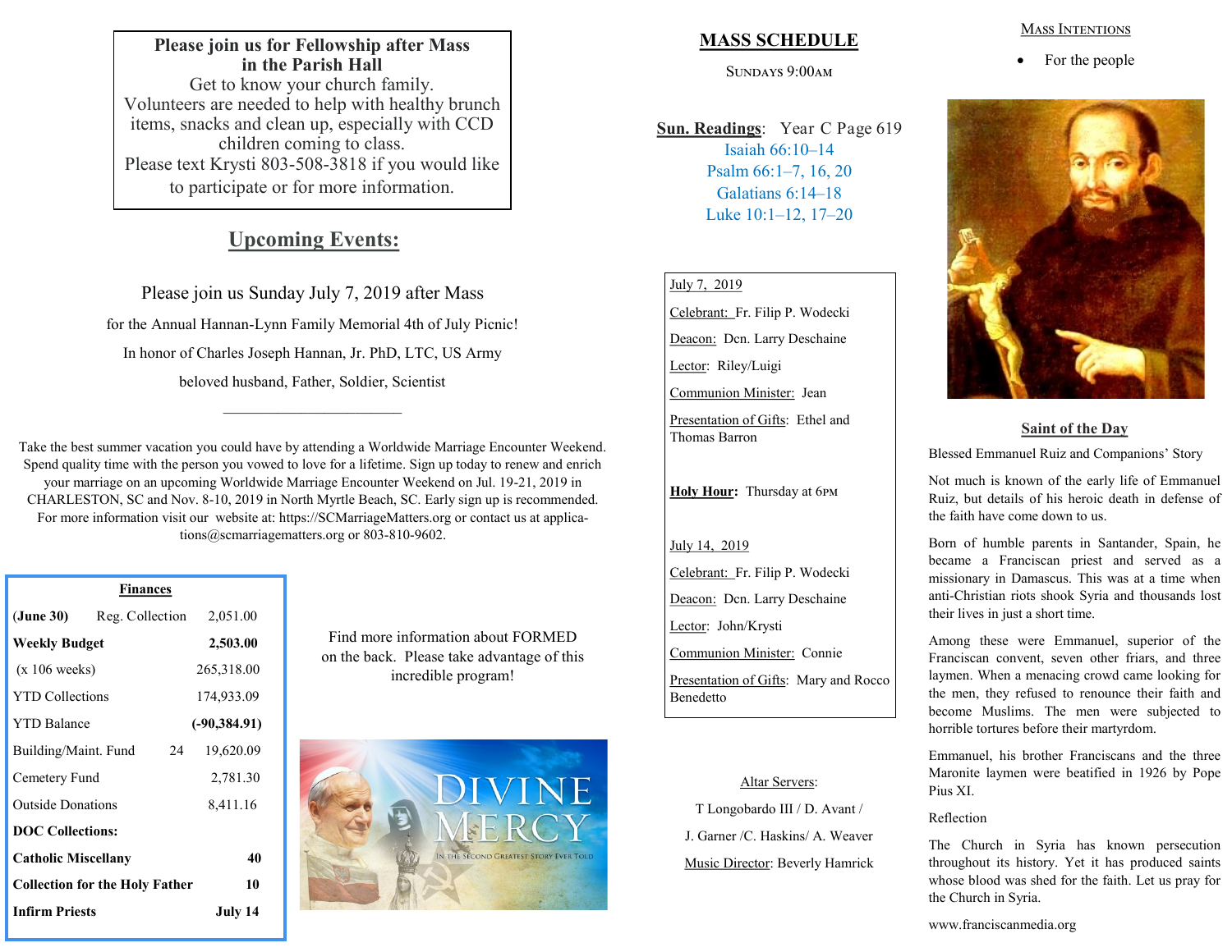**Please join us for Fellowship after Mass in the Parish Hall**
Get to know your church family.
Volunteers are needed to help with healthy brunch items, snacks and clean up, especially with CCD children coming to class.
Please text Krysti 803-508-3818 if you would like to participate or for more information.

## Upcoming Events:

Please join us Sunday July 7, 2019 after Mass

for the Annual Hannan-Lynn Family Memorial 4th of July Picnic!

In honor of Charles Joseph Hannan, Jr. PhD, LTC, US Army

beloved husband, Father, Soldier, Scientist

---

Take the best summer vacation you could have by attending a Worldwide Marriage Encounter Weekend. Spend quality time with the person you vowed to love for a lifetime. Sign up today to renew and enrich your marriage on an upcoming Worldwide Marriage Encounter Weekend on Jul. 19-21, 2019 in CHARLESTON, SC and Nov. 8-10, 2019 in North Myrtle Beach, SC. Early sign up is recommended. For more information visit our website at: https://SCMarriageMatters.org or contact us at applications@scmarriagematters.org or 803-810-9602.

**Finances**

| | | |
|---|---|---|
| **(June 30)** | Reg. Collection | 2,051.00 |
| **Weekly Budget** | | **2,503.00** |
| (x 106 weeks) | | 265,318.00 |
| YTD Collections | | 174,933.09 |
| YTD Balance | | **(-90,384.91)** |
| Building/Maint. Fund | 24 | 19,620.09 |
| Cemetery Fund | | 2,781.30 |
| Outside Donations | | 8,411.16 |
| **DOC Collections:** | | |
| **Catholic Miscellany** | | **40** |
| **Collection for the Holy Father** | | **10** |
| **Infirm Priests** | | **July 14** |

Find more information about FORMED on the back. Please take advantage of this incredible program!

DIVINE MERCY
IN THE SECOND GREATEST STORY EVER TOLD

## MASS SCHEDULE

SUNDAYS 9:00AM

**Sun. Readings**: Year C Page 619
Isaiah 66:10–14
Psalm 66:1–7, 16, 20
Galatians 6:14–18
Luke 10:1–12, 17–20

July 7, 2019

Celebrant: Fr. Filip P. Wodecki

Deacon: Dcn. Larry Deschaine

Lector: Riley/Luigi

Communion Minister: Jean

Presentation of Gifts: Ethel and Thomas Barron

**Holy Hour:** Thursday at 6PM

July 14, 2019

Celebrant: Fr. Filip P. Wodecki

Deacon: Dcn. Larry Deschaine

Lector: John/Krysti

Communion Minister: Connie

Presentation of Gifts: Mary and Rocco Benedetto

Altar Servers:

T Longobardo III / D. Avant /

J. Garner /C. Haskins/ A. Weaver

Music Director: Beverly Hamrick

## MASS INTENTIONS

- For the people

**Saint of the Day**

Blessed Emmanuel Ruiz and Companions' Story

Not much is known of the early life of Emmanuel Ruiz, but details of his heroic death in defense of the faith have come down to us.

Born of humble parents in Santander, Spain, he became a Franciscan priest and served as a missionary in Damascus. This was at a time when anti-Christian riots shook Syria and thousands lost their lives in just a short time.

Among these were Emmanuel, superior of the Franciscan convent, seven other friars, and three laymen. When a menacing crowd came looking for the men, they refused to renounce their faith and become Muslims. The men were subjected to horrible tortures before their martyrdom.

Emmanuel, his brother Franciscans and the three Maronite laymen were beatified in 1926 by Pope Pius XI.

Reflection

The Church in Syria has known persecution throughout its history. Yet it has produced saints whose blood was shed for the faith. Let us pray for the Church in Syria.

www.franciscanmedia.org